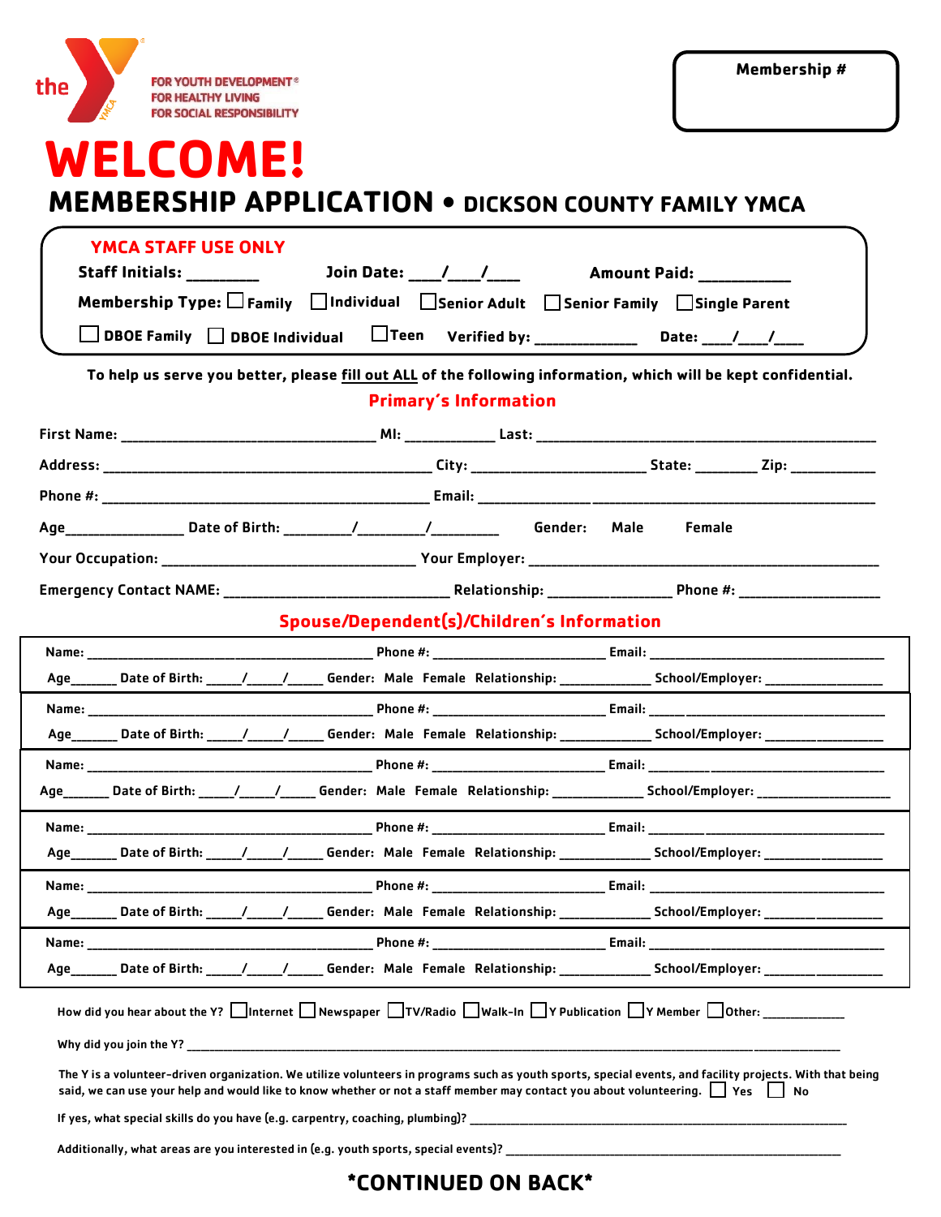the — FOR YOUTH DEVELOPMENT® FOR HEALTHY LIVING FOR SOCIAL RESPONSIBILITY

**Membership #**

# WELCOME!

## MEMBERSHIP APPLICATION • DICKSON COUNTY FAMILY YMCA

**YMCA STAFF USE ONLY**

**Staff Initials:** ________ **Join Date:** ____/____/____ **Amount Paid:** ___________

**Membership Type:** ☐ Family ☐ Individual ☐ Senior Adult ☐ Senior Family ☐ Single Parent

☐ DBOE Family ☐ DBOE Individual ☐ Teen **Verified by:** _____________ **Date:** ____/____/____

**To help us serve you better, please fill out ALL of the following information, which will be kept confidential.**

### Primary's Information

First Name: ________________________________ MI: ___________ Last: ____________________________________________

Address: _________________________________________ City: ______________________ State: ________ Zip: ___________

Phone #: _________________________________________ Email: ____________________________________________________

Age_______________ Date of Birth: _________/_________/_________ Gender: Male Female

Your Occupation: ________________________________ Your Employer: _____________________________________________

Emergency Contact NAME: ____________________________ Relationship: _______________ Phone #: __________________

### Spouse/Dependent(s)/Children's Information

Name: ____________________________________ Phone #: ______________________ Email: ________________________________
Age______ Date of Birth: _____/_____/_____ Gender: Male Female Relationship: ____________ School/Employer: ________________

Name: ____________________________________ Phone #: ______________________ Email: ________________________________
Age______ Date of Birth: _____/_____/_____ Gender: Male Female Relationship: ____________ School/Employer: ________________

Name: ____________________________________ Phone #: ______________________ Email: ________________________________
Age______ Date of Birth: _____/_____/_____ Gender: Male Female Relationship: ____________ School/Employer: ________________

Name: ____________________________________ Phone #: ______________________ Email: ________________________________
Age______ Date of Birth: _____/_____/_____ Gender: Male Female Relationship: ____________ School/Employer: ________________

Name: ____________________________________ Phone #: ______________________ Email: ________________________________
Age______ Date of Birth: _____/_____/_____ Gender: Male Female Relationship: ____________ School/Employer: ________________

Name: ____________________________________ Phone #: ______________________ Email: ________________________________
Age______ Date of Birth: _____/_____/_____ Gender: Male Female Relationship: ____________ School/Employer: ________________

How did you hear about the Y? ☐ Internet ☐ Newspaper ☐ TV/Radio ☐ Walk-In ☐ Y Publication ☐ Y Member ☐ Other: ____________

Why did you join the Y? ______________________________________________________________________________________

The Y is a volunteer-driven organization. We utilize volunteers in programs such as youth sports, special events, and facility projects. With that being said, we can use your help and would like to know whether or not a staff member may contact you about volunteering. ☐ Yes ☐ No

If yes, what special skills do you have (e.g. carpentry, coaching, plumbing)? ________________________________________________

Additionally, what areas are you interested in (e.g. youth sports, special events)? ____________________________________________

**\*CONTINUED ON BACK\***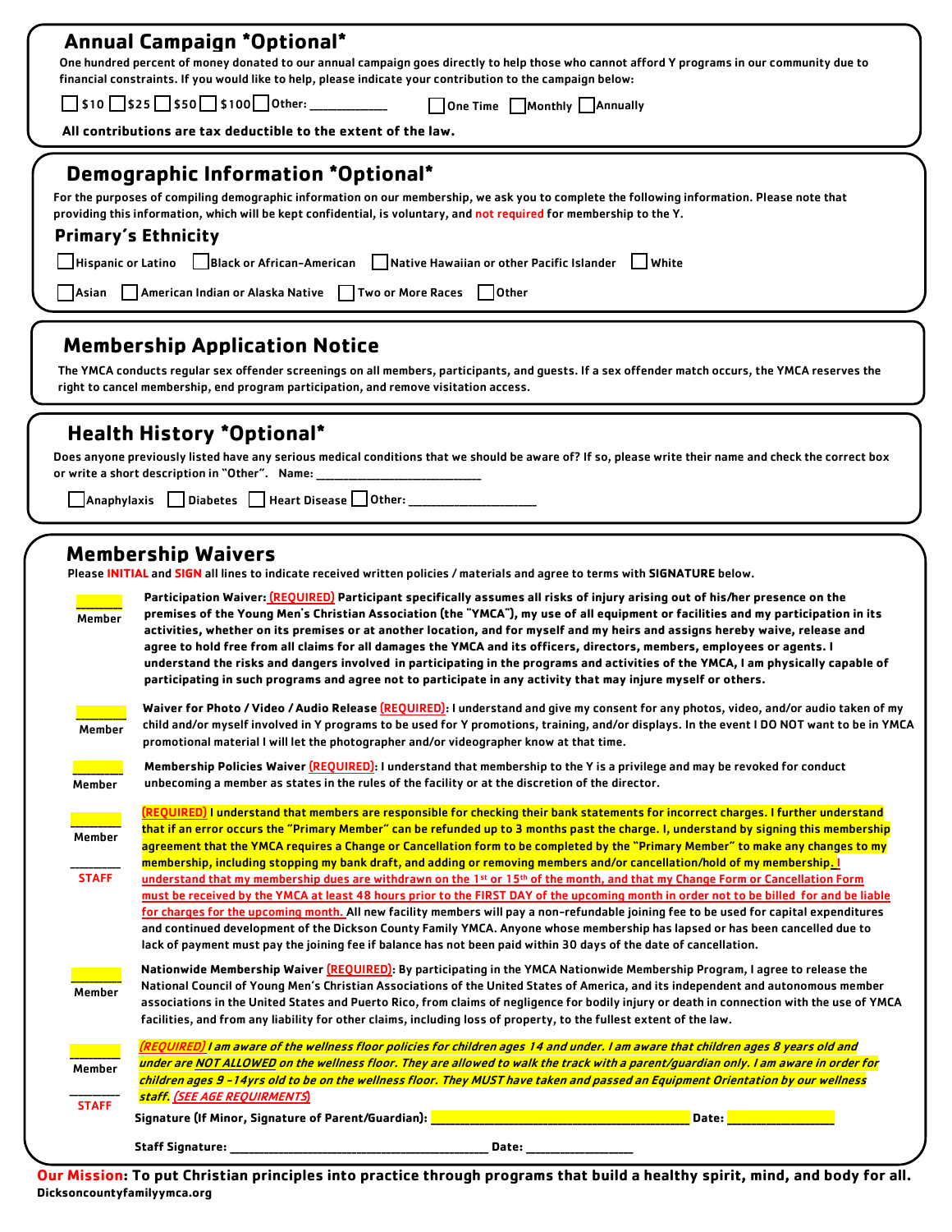## Annual Campaign *Optional*

One hundred percent of money donated to our annual campaign goes directly to help those who cannot afford Y programs in our community due to financial constraints. If you would like to help, please indicate your contribution to the campaign below:

☐ $10 ☐ $25 ☐ $50 ☐ $100 ☐ Other: ____________ ☐ One Time ☐ Monthly ☐ Annually

**All contributions are tax deductible to the extent of the law.**

## Demographic Information *Optional*

For the purposes of compiling demographic information on our membership, we ask you to complete the following information. Please note that providing this information, which will be kept confidential, is voluntary, and not required for membership to the Y.

### Primary's Ethnicity

☐ Hispanic or Latino ☐ Black or African-American ☐ Native Hawaiian or other Pacific Islander ☐ White

☐ Asian ☐ American Indian or Alaska Native ☐ Two or More Races ☐ Other

## Membership Application Notice

The YMCA conducts regular sex offender screenings on all members, participants, and guests. If a sex offender match occurs, the YMCA reserves the right to cancel membership, end program participation, and remove visitation access.

## Health History *Optional*

Does anyone previously listed have any serious medical conditions that we should be aware of? If so, please write their name and check the correct box or write a short description in "Other". Name: ___________________________

☐ Anaphylaxis ☐ Diabetes ☐ Heart Disease ☐ Other: ____________________

## Membership Waivers

Please **INITIAL** and **SIGN** all lines to indicate received written policies / materials and agree to terms with **SIGNATURE** below.

_______ Member

**Participation Waiver:** (REQUIRED) **Participant specifically assumes all risks of injury arising out of his/her presence on the premises of the Young Men's Christian Association (the "YMCA"), my use of all equipment or facilities and my participation in its activities, whether on its premises or at another location, and for myself and my heirs and assigns hereby waive, release and agree to hold free from all claims for all damages the YMCA and its officers, directors, members, employees or agents. I understand the risks and dangers involved in participating in the programs and activities of the YMCA, I am physically capable of participating in such programs and agree not to participate in any activity that may injure myself or others.**

_______ Member

**Waiver for Photo / Video / Audio Release** (REQUIRED): I understand and give my consent for any photos, video, and/or audio taken of my child and/or myself involved in Y programs to be used for Y promotions, training, and/or displays. In the event I DO NOT want to be in YMCA promotional material I will let the photographer and/or videographer know at that time.

_______ Member

**Membership Policies Waiver** (REQUIRED): I understand that membership to the Y is a privilege and may be revoked for conduct unbecoming a member as states in the rules of the facility or at the discretion of the director.

_______ Member

_______ STAFF

(REQUIRED) I understand that members are responsible for checking their bank statements for incorrect charges. I further understand that if an error occurs the "Primary Member" can be refunded up to 3 months past the charge. I, understand by signing this membership agreement that the YMCA requires a Change or Cancellation form to be completed by the "Primary Member" to make any changes to my membership, including stopping my bank draft, and adding or removing members and/or cancellation/hold of my membership. I understand that my membership dues are withdrawn on the 1st or 15th of the month, and that my Change Form or Cancellation Form must be received by the YMCA at least 48 hours prior to the FIRST DAY of the upcoming month in order not to be billed for and be liable for charges for the upcoming month. All new facility members will pay a non-refundable joining fee to be used for capital expenditures and continued development of the Dickson County Family YMCA. Anyone whose membership has lapsed or has been cancelled due to lack of payment must pay the joining fee if balance has not been paid within 30 days of the date of cancellation.

_______ Member

**Nationwide Membership Waiver** (REQUIRED): By participating in the YMCA Nationwide Membership Program, I agree to release the National Council of Young Men's Christian Associations of the United States of America, and its independent and autonomous member associations in the United States and Puerto Rico, from claims of negligence for bodily injury or death in connection with the use of YMCA facilities, and from any liability for other claims, including loss of property, to the fullest extent of the law.

_______ Member

_______ STAFF

*(REQUIRED) I am aware of the wellness floor policies for children ages 14 and under. I am aware that children ages 8 years old and under are NOT ALLOWED on the wellness floor. They are allowed to walk the track with a parent/guardian only. I am aware in order for children ages 9 -14yrs old to be on the wellness floor. They MUST have taken and passed an Equipment Orientation by our wellness staff. (SEE AGE REQUIRMENTS)*

**Signature (If Minor, Signature of Parent/Guardian):** ______________________________ **Date:** ____________

**Staff Signature:** ______________________________ **Date:** ____________

**Our Mission: To put Christian principles into practice through programs that build a healthy spirit, mind, and body for all.**

**Dicksoncountyfamilyymca.org**